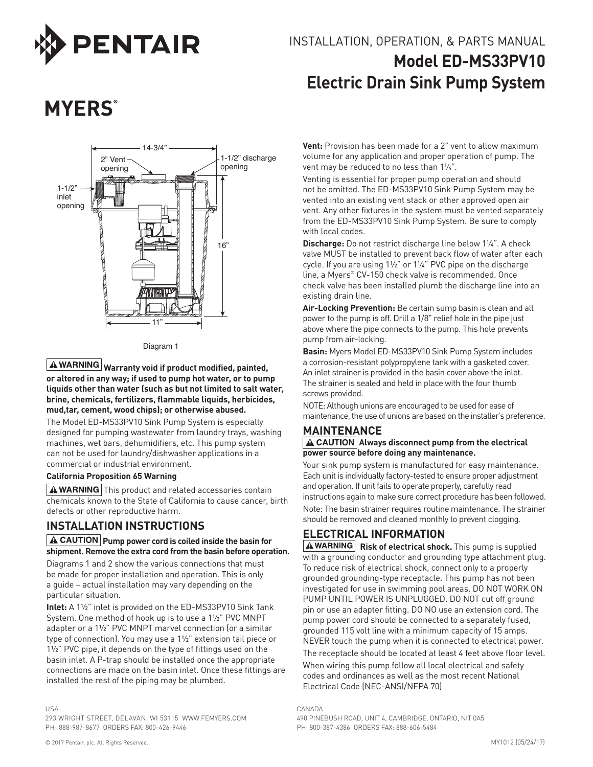# PENTAIR

# MYERS®

INSTALLATION, OPERATION, & PARTS MANUAL

## Model ED-MS33PV10 Electric Drain Sink Pump System

14-3/4"

2" Vent opening

1-1/2" discharge opening

1-1/2" inlet opening

16"

11"

Diagram 1

**⚠ WARNING Warranty void if product modified, painted, or altered in any way; if used to pump hot water, or to pump liquids other than water (such as but not limited to salt water, brine, chemicals, fertilizers, flammable liquids, herbicides, mud,tar, cement, wood chips); or otherwise abused.**

The Model ED-MS33PV10 Sink Pump System is especially designed for pumping wastewater from laundry trays, washing machines, wet bars, dehumidifiers, etc. This pump system can not be used for laundry/dishwasher applications in a commercial or industrial environment.

**California Proposition 65 Warning**

⚠ WARNING This product and related accessories contain chemicals known to the State of California to cause cancer, birth defects or other reproductive harm.

## INSTALLATION INSTRUCTIONS

**⚠ CAUTION Pump power cord is coiled inside the basin for shipment. Remove the extra cord from the basin before operation.**

Diagrams 1 and 2 show the various connections that must be made for proper installation and operation. This is only a guide – actual installation may vary depending on the particular situation.

**Inlet:** A 1½" inlet is provided on the ED-MS33PV10 Sink Tank System. One method of hook up is to use a 1½" PVC MNPT adapter or a 1½" PVC MNPT marvel connection (or a similar type of connection). You may use a 1½" extension tail piece or 1½" PVC pipe, it depends on the type of fittings used on the basin inlet. A P-trap should be installed once the appropriate connections are made on the basin inlet. Once these fittings are installed the rest of the piping may be plumbed.

**Vent:** Provision has been made for a 2" vent to allow maximum volume for any application and proper operation of pump. The vent may be reduced to no less than 1¼".

Venting is essential for proper pump operation and should not be omitted. The ED-MS33PV10 Sink Pump System may be vented into an existing vent stack or other approved open air vent. Any other fixtures in the system must be vented separately from the ED-MS33PV10 Sink Pump System. Be sure to comply with local codes.

**Discharge:** Do not restrict discharge line below 1¼". A check valve MUST be installed to prevent back flow of water after each cycle. If you are using 1½" or 1¼" PVC pipe on the discharge line, a Myers® CV-150 check valve is recommended. Once check valve has been installed plumb the discharge line into an existing drain line.

**Air-Locking Prevention:** Be certain sump basin is clean and all power to the pump is off. Drill a 1/8" relief hole in the pipe just above where the pipe connects to the pump. This hole prevents pump from air-locking.

**Basin:** Myers Model ED-MS33PV10 Sink Pump System includes a corrosion-resistant polypropylene tank with a gasketed cover. An inlet strainer is provided in the basin cover above the inlet. The strainer is sealed and held in place with the four thumb screws provided.

NOTE: Although unions are encouraged to be used for ease of maintenance, the use of unions are based on the installer's preference.

## MAINTENANCE

**⚠ CAUTION Always disconnect pump from the electrical power source before doing any maintenance.**

Your sink pump system is manufactured for easy maintenance. Each unit is individually factory-tested to ensure proper adjustment and operation. If unit fails to operate properly, carefully read instructions again to make sure correct procedure has been followed.

Note: The basin strainer requires routine maintenance. The strainer should be removed and cleaned monthly to prevent clogging.

## ELECTRICAL INFORMATION

⚠ WARNING **Risk of electrical shock.** This pump is supplied with a grounding conductor and grounding type attachment plug. To reduce risk of electrical shock, connect only to a properly grounded grounding-type receptacle. This pump has not been investigated for use in swimming pool areas. DO NOT WORK ON PUMP UNTIL POWER IS UNPLUGGED. DO NOT cut off ground pin or use an adapter fitting. DO NO use an extension cord. The pump power cord should be connected to a separately fused, grounded 115 volt line with a minimum capacity of 15 amps. NEVER touch the pump when it is connected to electrical power.

The receptacle should be located at least 4 feet above floor level.

When wiring this pump follow all local electrical and safety codes and ordinances as well as the most recent National Electrical Code (NEC-ANSI/NFPA 70)

USA
293 WRIGHT STREET, DELAVAN, WI 53115 WWW.FEMYERS.COM
PH: 888-987-8677 ORDERS FAX: 800-426-9446

CANADA
490 PINEBUSH ROAD, UNIT 4, CAMBRIDGE, ONTARIO, NIT 0A5
PH: 800-387-4386 ORDERS FAX: 888-606-5484

© 2017 Pentair, plc. All Rights Reserved.

MY1012 (05/24/17)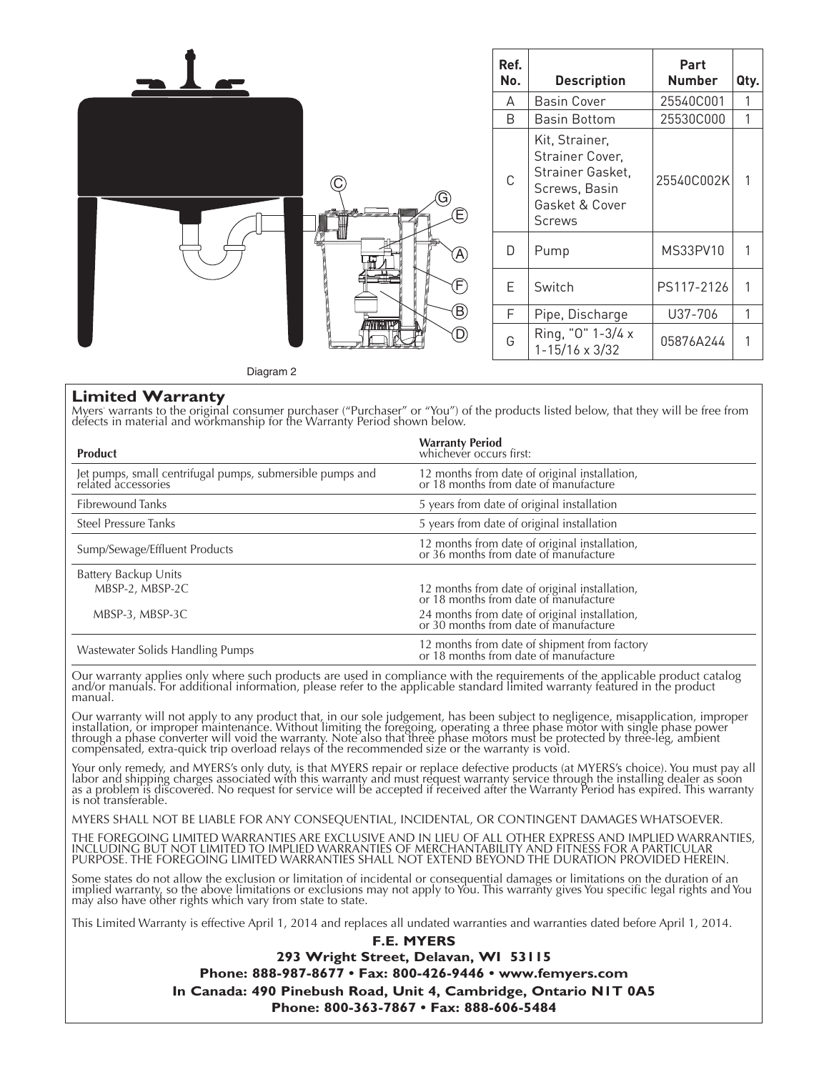C
G
E
A
F
B
D

Diagram 2

| Ref. No. | Description | Part Number | Qty. |
|---|---|---|---|
| A | Basin Cover | 25540C001 | 1 |
| B | Basin Bottom | 25530C000 | 1 |
| C | Kit, Strainer, Strainer Cover, Strainer Gasket, Screws, Basin Gasket & Cover Screws | 25540C002K | 1 |
| D | Pump | MS33PV10 | 1 |
| E | Switch | PS117-2126 | 1 |
| F | Pipe, Discharge | U37-706 | 1 |
| G | Ring, "O" 1-3/4 x 1-15/16 x 3/32 | 05876A244 | 1 |

## Limited Warranty

Myers® warrants to the original consumer purchaser ("Purchaser" or "You") of the products listed below, that they will be free from defects in material and workmanship for the Warranty Period shown below.

| Product | Warranty Period whichever occurs first: |
|---|---|
| Jet pumps, small centrifugal pumps, submersible pumps and related accessories | 12 months from date of original installation, or 18 months from date of manufacture |
| Fibrewound Tanks | 5 years from date of original installation |
| Steel Pressure Tanks | 5 years from date of original installation |
| Sump/Sewage/Effluent Products | 12 months from date of original installation, or 36 months from date of manufacture |
| Battery Backup Units | |
| MBSP-2, MBSP-2C | 12 months from date of original installation, or 18 months from date of manufacture |
| MBSP-3, MBSP-3C | 24 months from date of original installation, or 30 months from date of manufacture |
| Wastewater Solids Handling Pumps | 12 months from date of shipment from factory or 18 months from date of manufacture |

Our warranty applies only where such products are used in compliance with the requirements of the applicable product catalog and/or manuals. For additional information, please refer to the applicable standard limited warranty featured in the product manual.

Our warranty will not apply to any product that, in our sole judgement, has been subject to negligence, misapplication, improper installation, or improper maintenance. Without limiting the foregoing, operating a three phase motor with single phase power through a phase converter will void the warranty. Note also that three phase motors must be protected by three-leg, ambient compensated, extra-quick trip overload relays of the recommended size or the warranty is void.

Your only remedy, and MYERS's only duty, is that MYERS repair or replace defective products (at MYERS's choice). You must pay all labor and shipping charges associated with this warranty and must request warranty service through the installing dealer as soon as a problem is discovered. No request for service will be accepted if received after the Warranty Period has expired. This warranty is not transferable.

MYERS SHALL NOT BE LIABLE FOR ANY CONSEQUENTIAL, INCIDENTAL, OR CONTINGENT DAMAGES WHATSOEVER.

THE FOREGOING LIMITED WARRANTIES ARE EXCLUSIVE AND IN LIEU OF ALL OTHER EXPRESS AND IMPLIED WARRANTIES, INCLUDING BUT NOT LIMITED TO IMPLIED WARRANTIES OF MERCHANTABILITY AND FITNESS FOR A PARTICULAR PURPOSE. THE FOREGOING LIMITED WARRANTIES SHALL NOT EXTEND BEYOND THE DURATION PROVIDED HEREIN.

Some states do not allow the exclusion or limitation of incidental or consequential damages or limitations on the duration of an implied warranty, so the above limitations or exclusions may not apply to You. This warranty gives You specific legal rights and You may also have other rights which vary from state to state.

This Limited Warranty is effective April 1, 2014 and replaces all undated warranties and warranties dated before April 1, 2014.

**F.E. MYERS**
**293 Wright Street, Delavan, WI 53115**
**Phone: 888-987-8677 • Fax: 800-426-9446 • www.femyers.com**
**In Canada: 490 Pinebush Road, Unit 4, Cambridge, Ontario N1T 0A5**
**Phone: 800-363-7867 • Fax: 888-606-5484**